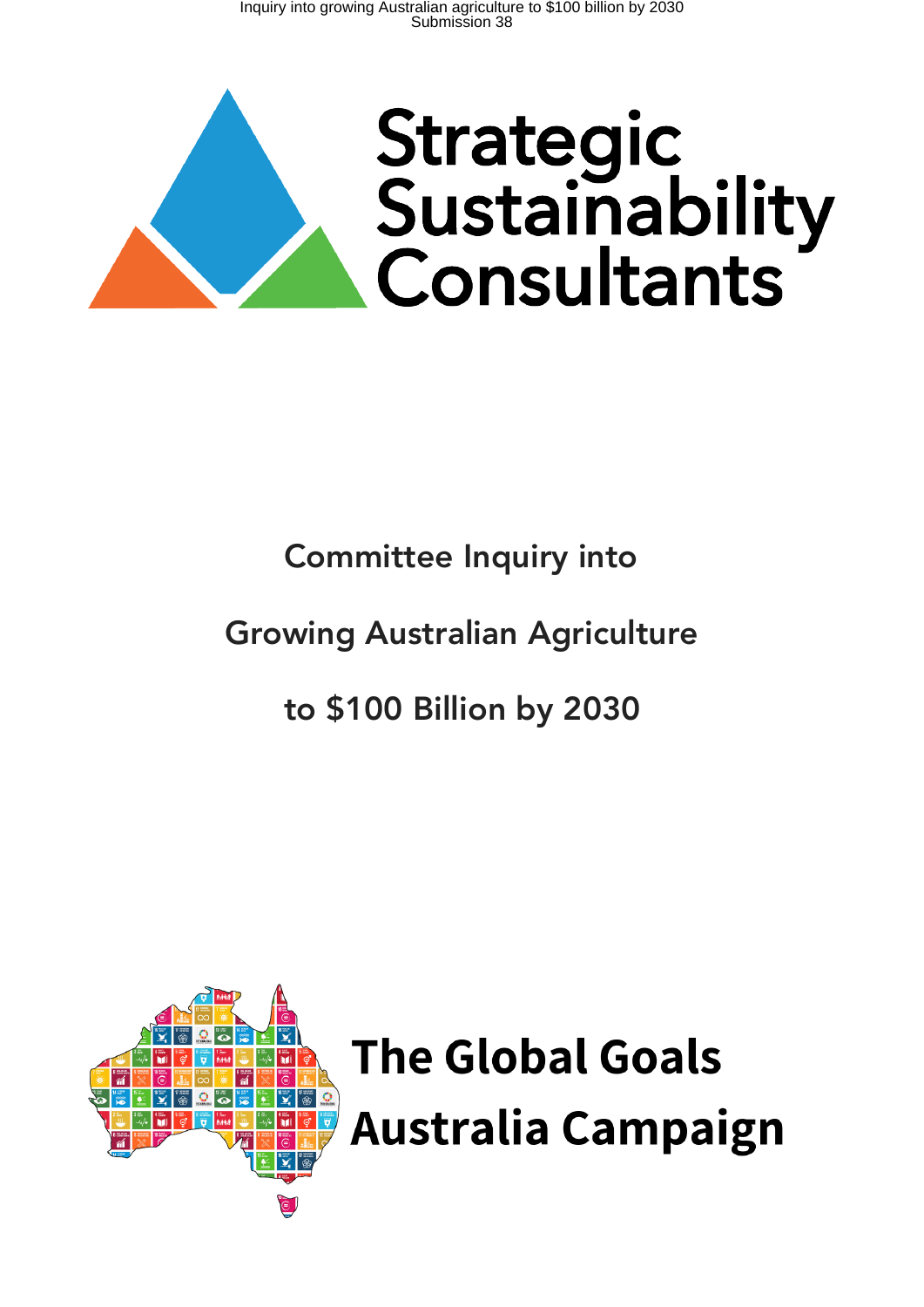Strategic Sustainability Consultants

# Committee Inquiry into

# Growing Australian Agriculture

# to $100 Billion by 2030

The Global Goals Australia Campaign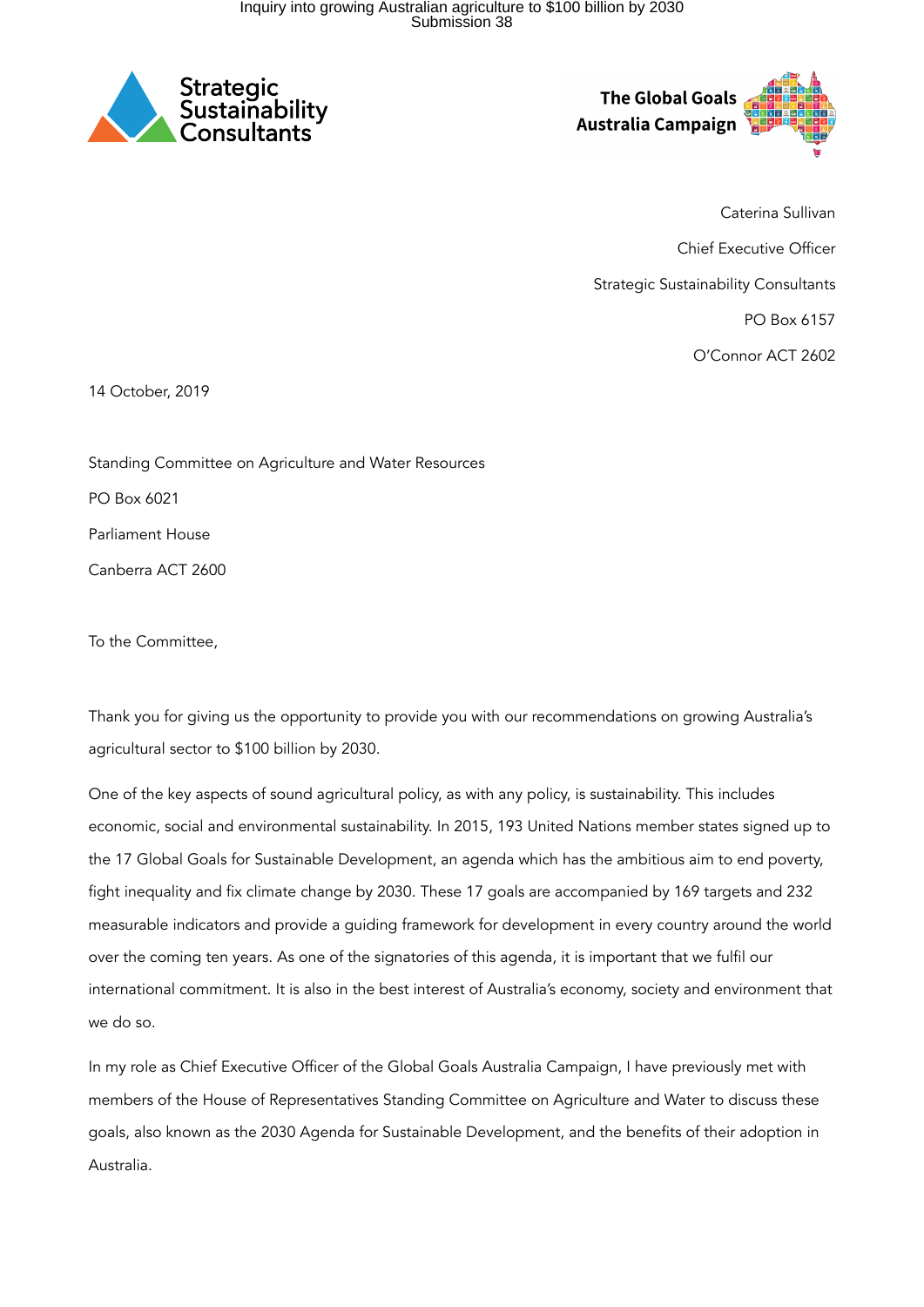Strategic Sustainability Consultants

The Global Goals Australia Campaign

Caterina Sullivan

Chief Executive Officer

Strategic Sustainability Consultants

PO Box 6157

O'Connor ACT 2602

14 October, 2019

Standing Committee on Agriculture and Water Resources

PO Box 6021

Parliament House

Canberra ACT 2600

To the Committee,

Thank you for giving us the opportunity to provide you with our recommendations on growing Australia's agricultural sector to $100 billion by 2030.

One of the key aspects of sound agricultural policy, as with any policy, is sustainability. This includes economic, social and environmental sustainability. In 2015, 193 United Nations member states signed up to the 17 Global Goals for Sustainable Development, an agenda which has the ambitious aim to end poverty, fight inequality and fix climate change by 2030. These 17 goals are accompanied by 169 targets and 232 measurable indicators and provide a guiding framework for development in every country around the world over the coming ten years. As one of the signatories of this agenda, it is important that we fulfil our international commitment. It is also in the best interest of Australia's economy, society and environment that we do so.

In my role as Chief Executive Officer of the Global Goals Australia Campaign, I have previously met with members of the House of Representatives Standing Committee on Agriculture and Water to discuss these goals, also known as the 2030 Agenda for Sustainable Development, and the benefits of their adoption in Australia.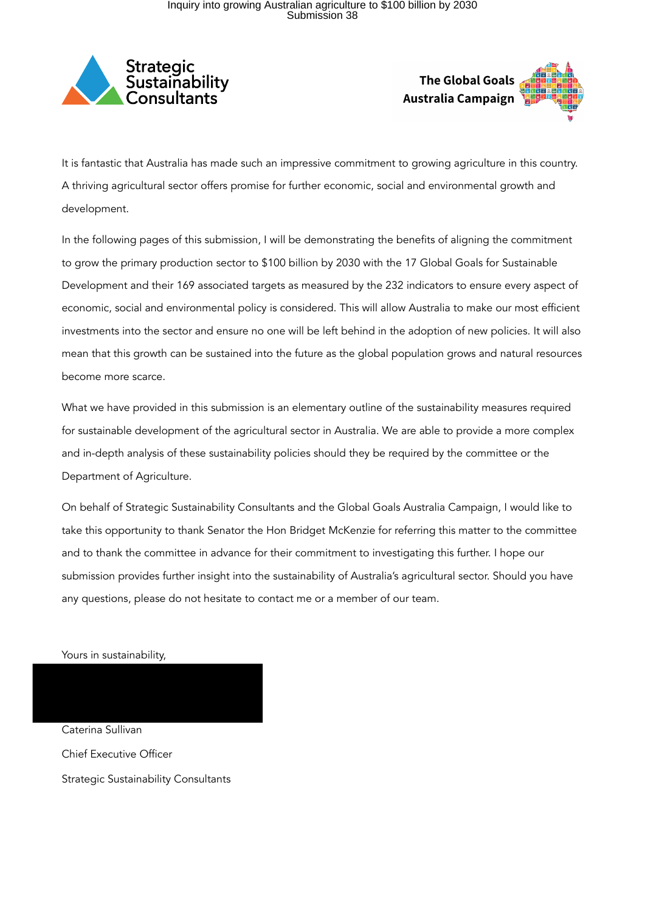Strategic Sustainability Consultants

The Global Goals Australia Campaign

It is fantastic that Australia has made such an impressive commitment to growing agriculture in this country. A thriving agricultural sector offers promise for further economic, social and environmental growth and development.

In the following pages of this submission, I will be demonstrating the benefits of aligning the commitment to grow the primary production sector to $100 billion by 2030 with the 17 Global Goals for Sustainable Development and their 169 associated targets as measured by the 232 indicators to ensure every aspect of economic, social and environmental policy is considered. This will allow Australia to make our most efficient investments into the sector and ensure no one will be left behind in the adoption of new policies. It will also mean that this growth can be sustained into the future as the global population grows and natural resources become more scarce.

What we have provided in this submission is an elementary outline of the sustainability measures required for sustainable development of the agricultural sector in Australia. We are able to provide a more complex and in-depth analysis of these sustainability policies should they be required by the committee or the Department of Agriculture.

On behalf of Strategic Sustainability Consultants and the Global Goals Australia Campaign, I would like to take this opportunity to thank Senator the Hon Bridget McKenzie for referring this matter to the committee and to thank the committee in advance for their commitment to investigating this further. I hope our submission provides further insight into the sustainability of Australia's agricultural sector. Should you have any questions, please do not hesitate to contact me or a member of our team.

Yours in sustainability,

Caterina Sullivan

Chief Executive Officer

Strategic Sustainability Consultants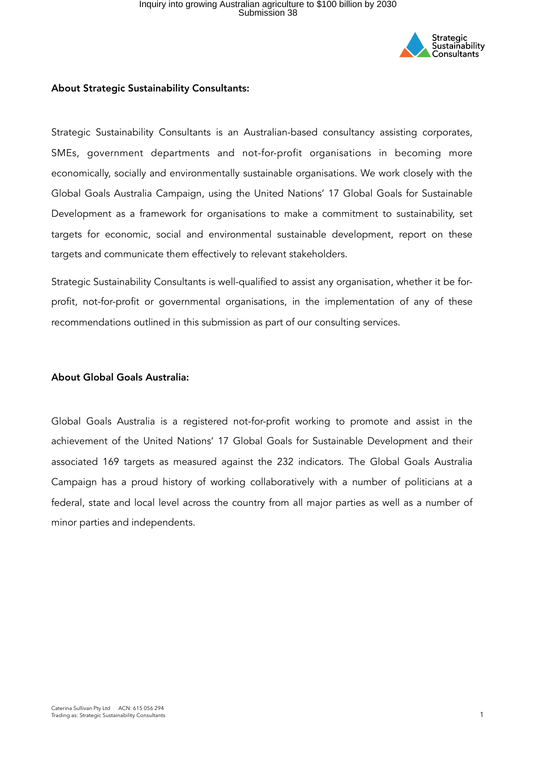### About Strategic Sustainability Consultants:

Strategic Sustainability Consultants is an Australian-based consultancy assisting corporates, SMEs, government departments and not-for-profit organisations in becoming more economically, socially and environmentally sustainable organisations. We work closely with the Global Goals Australia Campaign, using the United Nations' 17 Global Goals for Sustainable Development as a framework for organisations to make a commitment to sustainability, set targets for economic, social and environmental sustainable development, report on these targets and communicate them effectively to relevant stakeholders.

Strategic Sustainability Consultants is well-qualified to assist any organisation, whether it be for-profit, not-for-profit or governmental organisations, in the implementation of any of these recommendations outlined in this submission as part of our consulting services.

### About Global Goals Australia:

Global Goals Australia is a registered not-for-profit working to promote and assist in the achievement of the United Nations' 17 Global Goals for Sustainable Development and their associated 169 targets as measured against the 232 indicators. The Global Goals Australia Campaign has a proud history of working collaboratively with a number of politicians at a federal, state and local level across the country from all major parties as well as a number of minor parties and independents.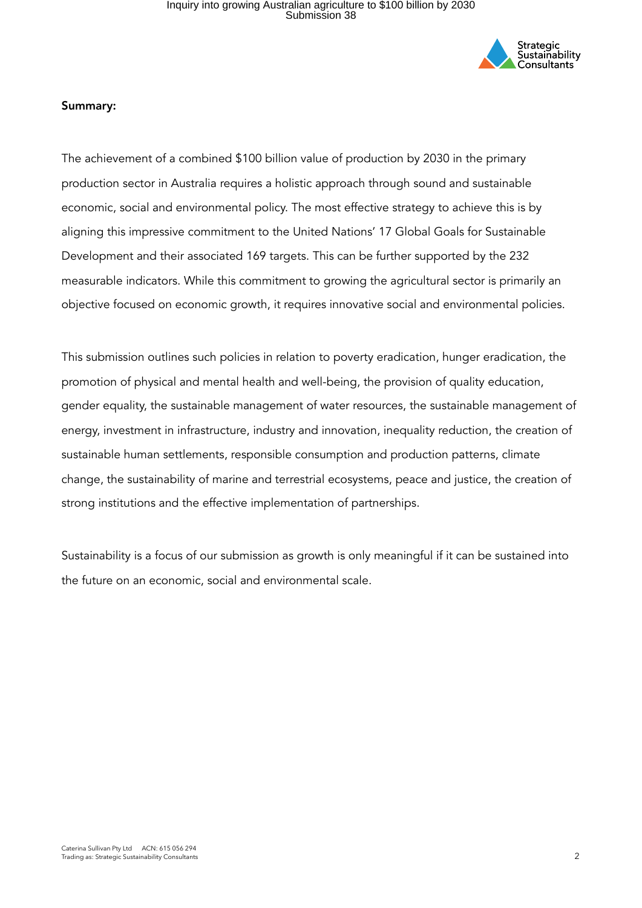**Summary:**

The achievement of a combined $100 billion value of production by 2030 in the primary production sector in Australia requires a holistic approach through sound and sustainable economic, social and environmental policy. The most effective strategy to achieve this is by aligning this impressive commitment to the United Nations' 17 Global Goals for Sustainable Development and their associated 169 targets. This can be further supported by the 232 measurable indicators. While this commitment to growing the agricultural sector is primarily an objective focused on economic growth, it requires innovative social and environmental policies.

This submission outlines such policies in relation to poverty eradication, hunger eradication, the promotion of physical and mental health and well-being, the provision of quality education, gender equality, the sustainable management of water resources, the sustainable management of energy, investment in infrastructure, industry and innovation, inequality reduction, the creation of sustainable human settlements, responsible consumption and production patterns, climate change, the sustainability of marine and terrestrial ecosystems, peace and justice, the creation of strong institutions and the effective implementation of partnerships.

Sustainability is a focus of our submission as growth is only meaningful if it can be sustained into the future on an economic, social and environmental scale.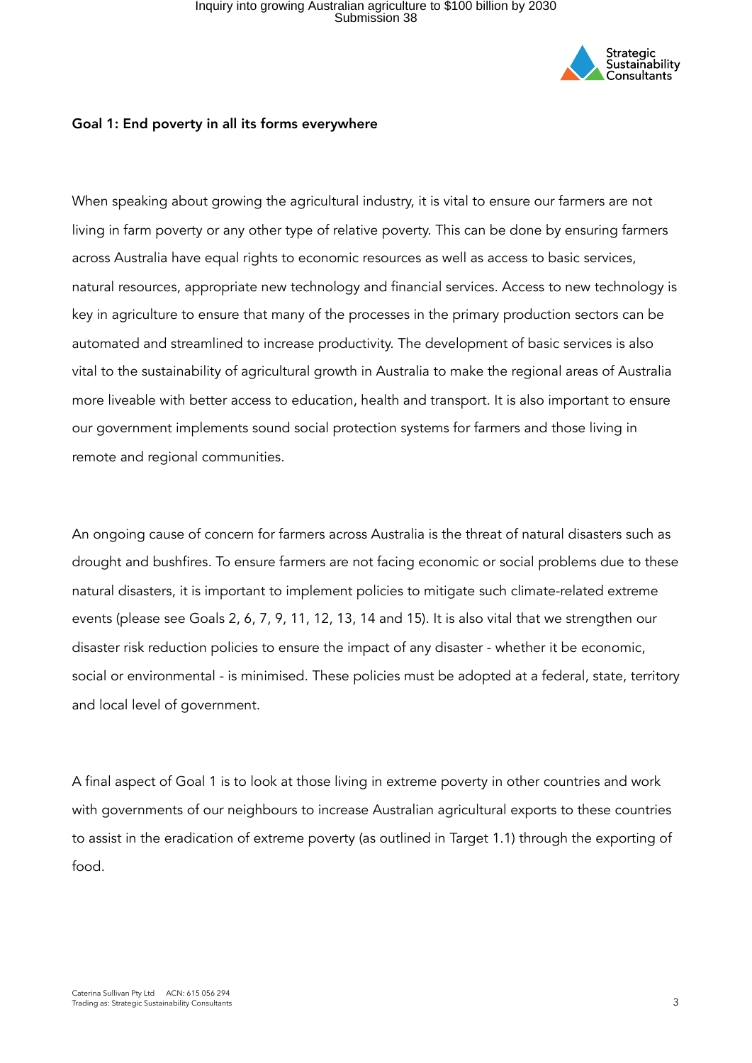**Goal 1: End poverty in all its forms everywhere**

When speaking about growing the agricultural industry, it is vital to ensure our farmers are not living in farm poverty or any other type of relative poverty. This can be done by ensuring farmers across Australia have equal rights to economic resources as well as access to basic services, natural resources, appropriate new technology and financial services. Access to new technology is key in agriculture to ensure that many of the processes in the primary production sectors can be automated and streamlined to increase productivity. The development of basic services is also vital to the sustainability of agricultural growth in Australia to make the regional areas of Australia more liveable with better access to education, health and transport. It is also important to ensure our government implements sound social protection systems for farmers and those living in remote and regional communities.

An ongoing cause of concern for farmers across Australia is the threat of natural disasters such as drought and bushfires. To ensure farmers are not facing economic or social problems due to these natural disasters, it is important to implement policies to mitigate such climate-related extreme events (please see Goals 2, 6, 7, 9, 11, 12, 13, 14 and 15). It is also vital that we strengthen our disaster risk reduction policies to ensure the impact of any disaster - whether it be economic, social or environmental - is minimised. These policies must be adopted at a federal, state, territory and local level of government.

A final aspect of Goal 1 is to look at those living in extreme poverty in other countries and work with governments of our neighbours to increase Australian agricultural exports to these countries to assist in the eradication of extreme poverty (as outlined in Target 1.1) through the exporting of food.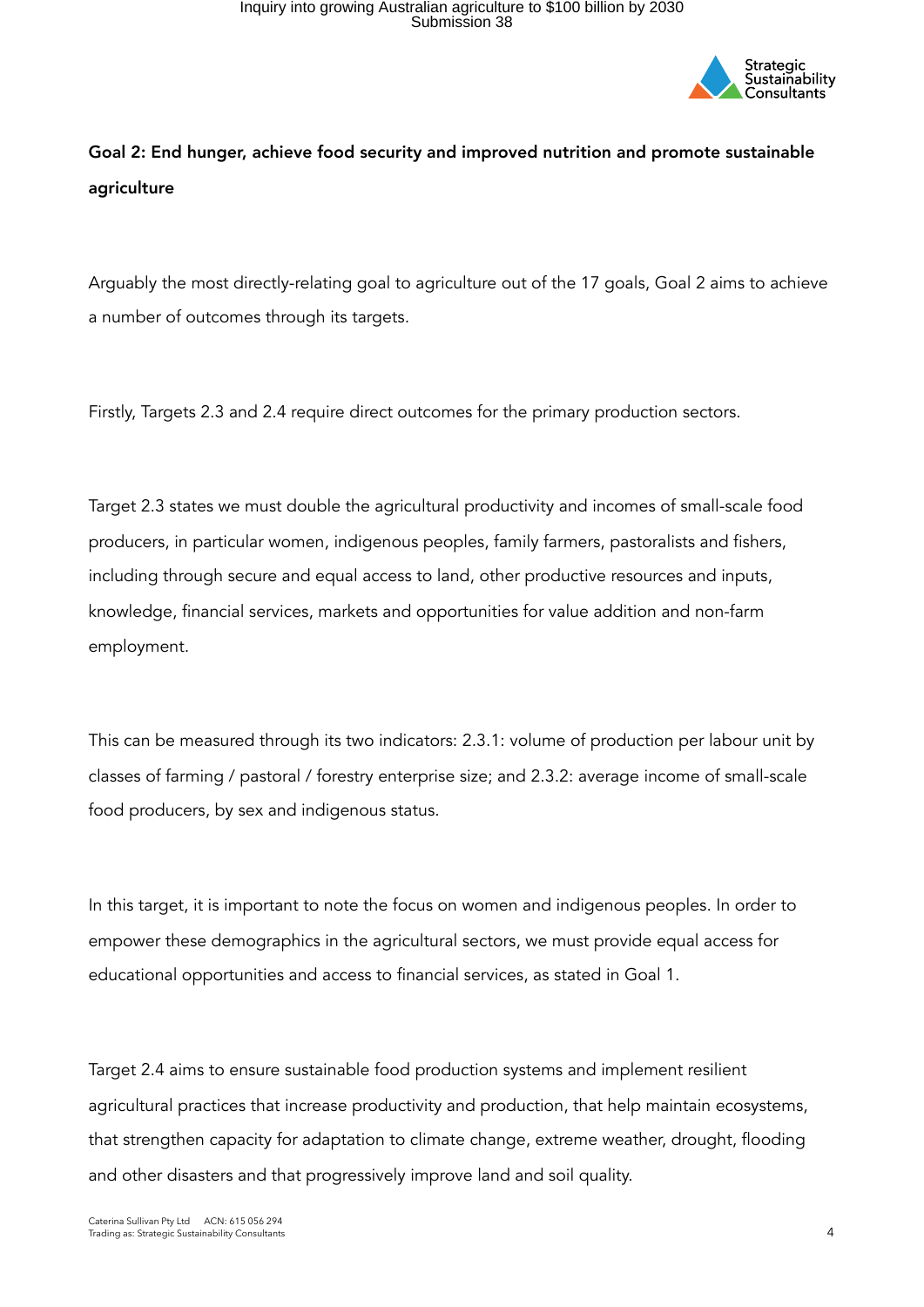**Goal 2: End hunger, achieve food security and improved nutrition and promote sustainable agriculture**

Arguably the most directly-relating goal to agriculture out of the 17 goals, Goal 2 aims to achieve a number of outcomes through its targets.

Firstly, Targets 2.3 and 2.4 require direct outcomes for the primary production sectors.

Target 2.3 states we must double the agricultural productivity and incomes of small-scale food producers, in particular women, indigenous peoples, family farmers, pastoralists and fishers, including through secure and equal access to land, other productive resources and inputs, knowledge, financial services, markets and opportunities for value addition and non-farm employment.

This can be measured through its two indicators: 2.3.1: volume of production per labour unit by classes of farming / pastoral / forestry enterprise size; and 2.3.2: average income of small-scale food producers, by sex and indigenous status.

In this target, it is important to note the focus on women and indigenous peoples. In order to empower these demographics in the agricultural sectors, we must provide equal access for educational opportunities and access to financial services, as stated in Goal 1.

Target 2.4 aims to ensure sustainable food production systems and implement resilient agricultural practices that increase productivity and production, that help maintain ecosystems, that strengthen capacity for adaptation to climate change, extreme weather, drought, flooding and other disasters and that progressively improve land and soil quality.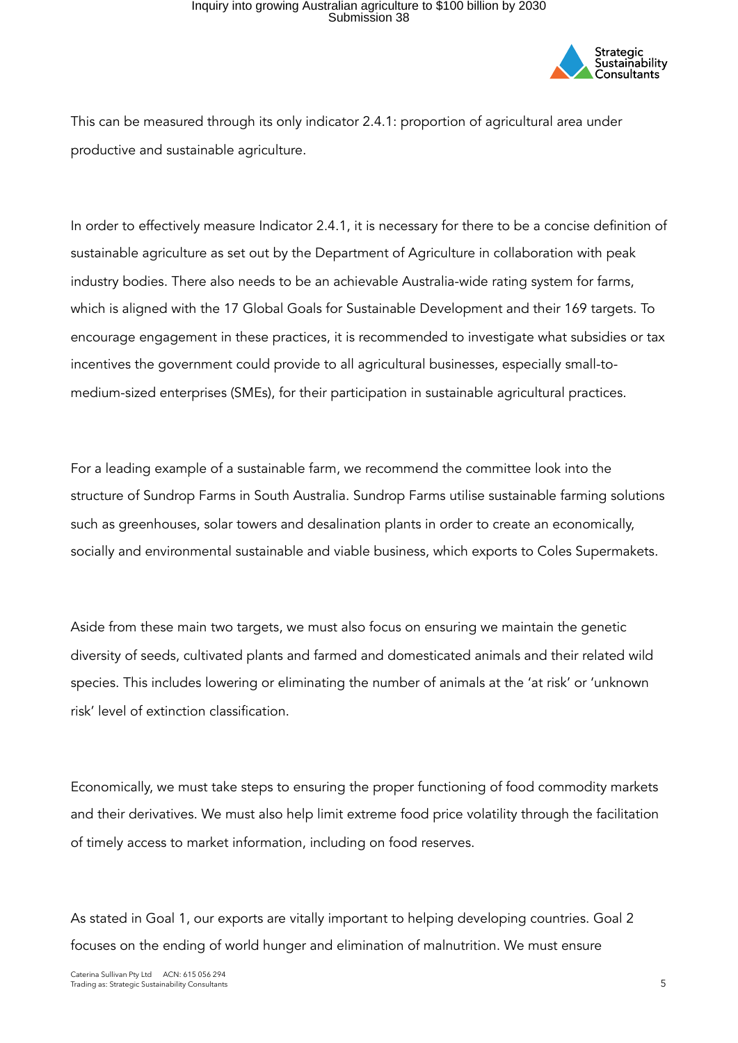This can be measured through its only indicator 2.4.1: proportion of agricultural area under productive and sustainable agriculture.

In order to effectively measure Indicator 2.4.1, it is necessary for there to be a concise definition of sustainable agriculture as set out by the Department of Agriculture in collaboration with peak industry bodies. There also needs to be an achievable Australia-wide rating system for farms, which is aligned with the 17 Global Goals for Sustainable Development and their 169 targets. To encourage engagement in these practices, it is recommended to investigate what subsidies or tax incentives the government could provide to all agricultural businesses, especially small-to-medium-sized enterprises (SMEs), for their participation in sustainable agricultural practices.

For a leading example of a sustainable farm, we recommend the committee look into the structure of Sundrop Farms in South Australia. Sundrop Farms utilise sustainable farming solutions such as greenhouses, solar towers and desalination plants in order to create an economically, socially and environmental sustainable and viable business, which exports to Coles Supermakets.

Aside from these main two targets, we must also focus on ensuring we maintain the genetic diversity of seeds, cultivated plants and farmed and domesticated animals and their related wild species. This includes lowering or eliminating the number of animals at the 'at risk' or 'unknown risk' level of extinction classification.

Economically, we must take steps to ensuring the proper functioning of food commodity markets and their derivatives. We must also help limit extreme food price volatility through the facilitation of timely access to market information, including on food reserves.

As stated in Goal 1, our exports are vitally important to helping developing countries. Goal 2 focuses on the ending of world hunger and elimination of malnutrition. We must ensure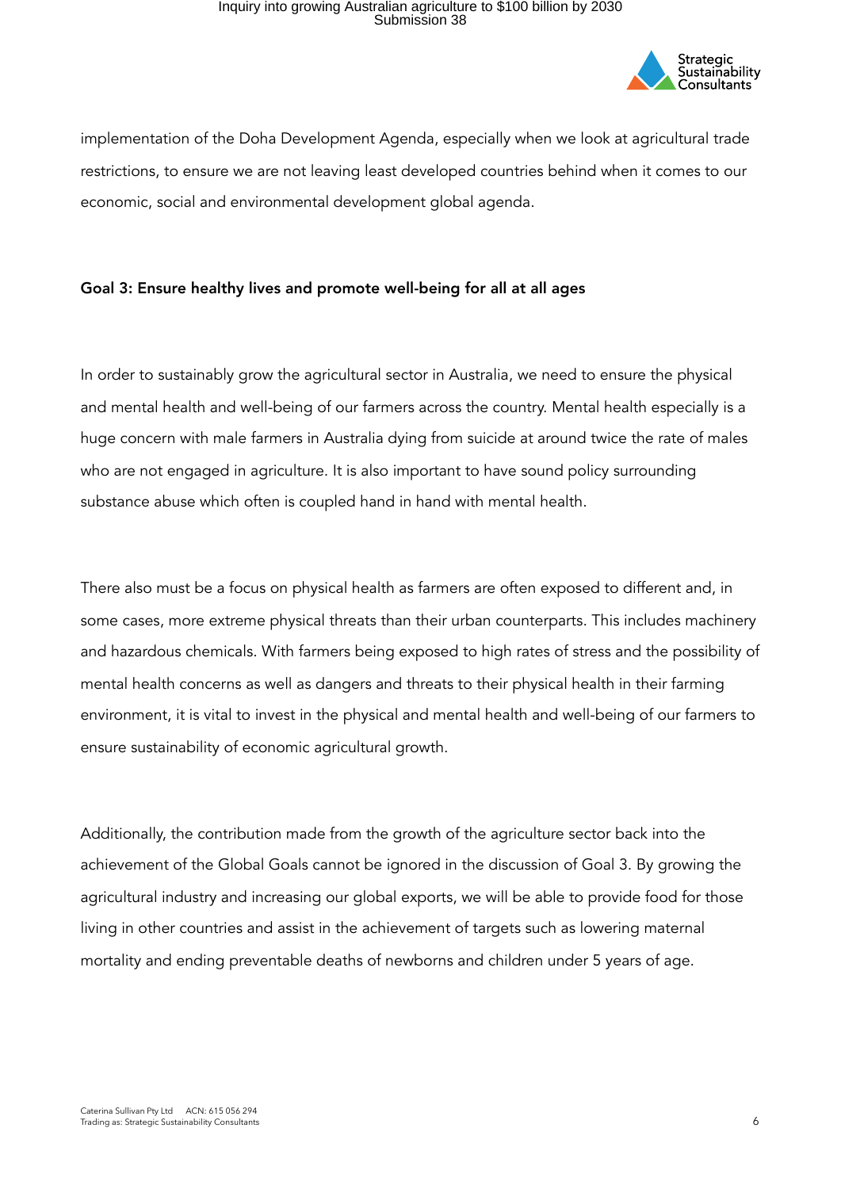implementation of the Doha Development Agenda, especially when we look at agricultural trade restrictions, to ensure we are not leaving least developed countries behind when it comes to our economic, social and environmental development global agenda.

**Goal 3: Ensure healthy lives and promote well-being for all at all ages**

In order to sustainably grow the agricultural sector in Australia, we need to ensure the physical and mental health and well-being of our farmers across the country. Mental health especially is a huge concern with male farmers in Australia dying from suicide at around twice the rate of males who are not engaged in agriculture. It is also important to have sound policy surrounding substance abuse which often is coupled hand in hand with mental health.

There also must be a focus on physical health as farmers are often exposed to different and, in some cases, more extreme physical threats than their urban counterparts. This includes machinery and hazardous chemicals. With farmers being exposed to high rates of stress and the possibility of mental health concerns as well as dangers and threats to their physical health in their farming environment, it is vital to invest in the physical and mental health and well-being of our farmers to ensure sustainability of economic agricultural growth.

Additionally, the contribution made from the growth of the agriculture sector back into the achievement of the Global Goals cannot be ignored in the discussion of Goal 3. By growing the agricultural industry and increasing our global exports, we will be able to provide food for those living in other countries and assist in the achievement of targets such as lowering maternal mortality and ending preventable deaths of newborns and children under 5 years of age.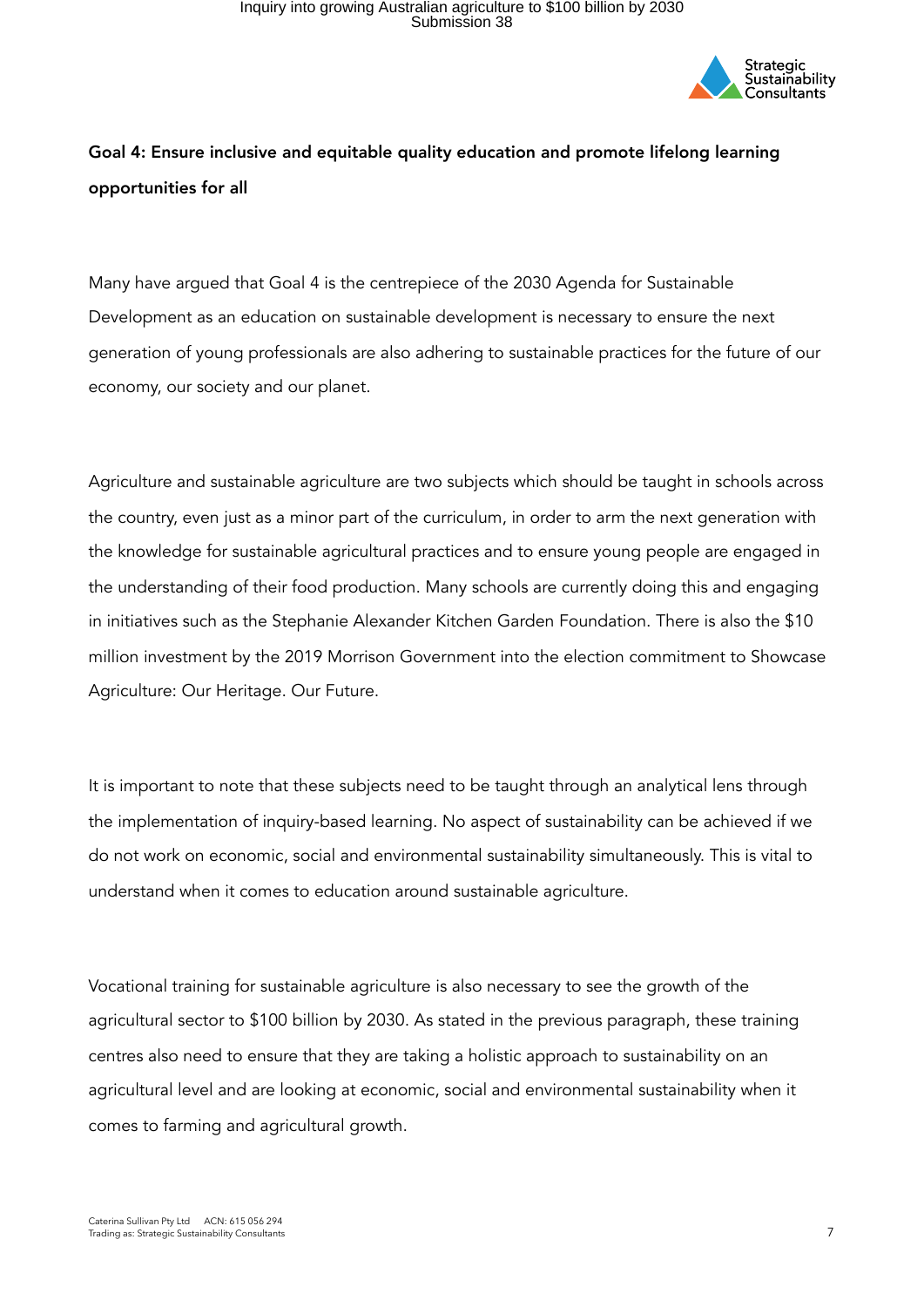**Goal 4: Ensure inclusive and equitable quality education and promote lifelong learning opportunities for all**

Many have argued that Goal 4 is the centrepiece of the 2030 Agenda for Sustainable Development as an education on sustainable development is necessary to ensure the next generation of young professionals are also adhering to sustainable practices for the future of our economy, our society and our planet.

Agriculture and sustainable agriculture are two subjects which should be taught in schools across the country, even just as a minor part of the curriculum, in order to arm the next generation with the knowledge for sustainable agricultural practices and to ensure young people are engaged in the understanding of their food production. Many schools are currently doing this and engaging in initiatives such as the Stephanie Alexander Kitchen Garden Foundation. There is also the $10 million investment by the 2019 Morrison Government into the election commitment to Showcase Agriculture: Our Heritage. Our Future.

It is important to note that these subjects need to be taught through an analytical lens through the implementation of inquiry-based learning. No aspect of sustainability can be achieved if we do not work on economic, social and environmental sustainability simultaneously. This is vital to understand when it comes to education around sustainable agriculture.

Vocational training for sustainable agriculture is also necessary to see the growth of the agricultural sector to $100 billion by 2030. As stated in the previous paragraph, these training centres also need to ensure that they are taking a holistic approach to sustainability on an agricultural level and are looking at economic, social and environmental sustainability when it comes to farming and agricultural growth.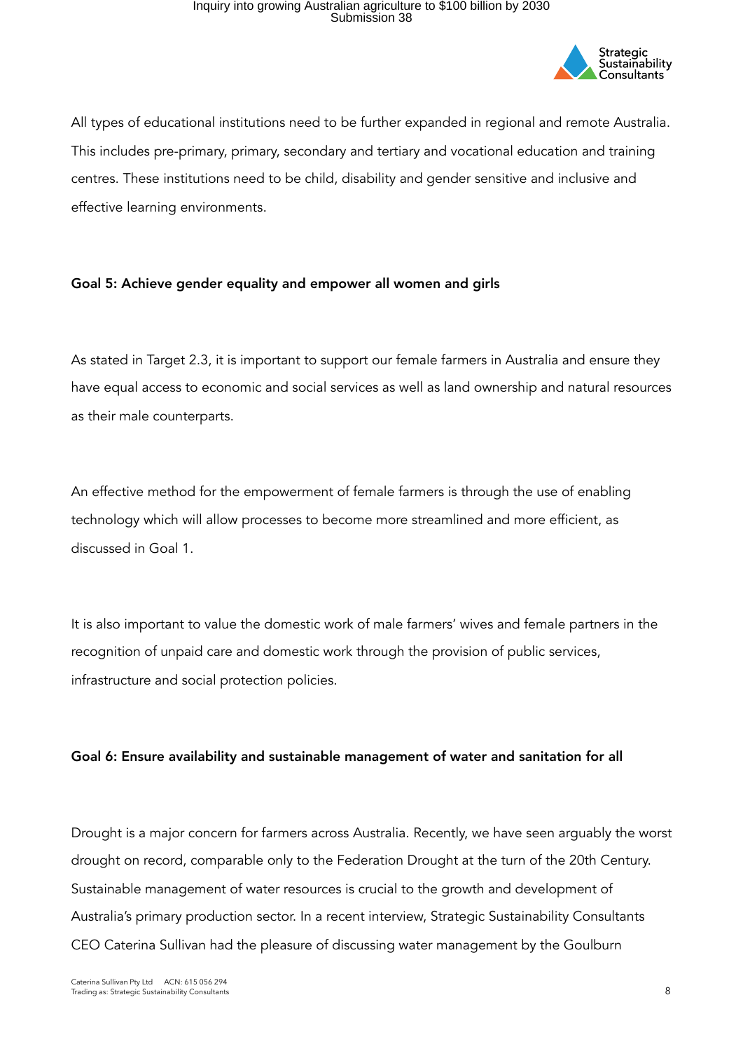All types of educational institutions need to be further expanded in regional and remote Australia. This includes pre-primary, primary, secondary and tertiary and vocational education and training centres. These institutions need to be child, disability and gender sensitive and inclusive and effective learning environments.

**Goal 5: Achieve gender equality and empower all women and girls**

As stated in Target 2.3, it is important to support our female farmers in Australia and ensure they have equal access to economic and social services as well as land ownership and natural resources as their male counterparts.

An effective method for the empowerment of female farmers is through the use of enabling technology which will allow processes to become more streamlined and more efficient, as discussed in Goal 1.

It is also important to value the domestic work of male farmers' wives and female partners in the recognition of unpaid care and domestic work through the provision of public services, infrastructure and social protection policies.

**Goal 6: Ensure availability and sustainable management of water and sanitation for all**

Drought is a major concern for farmers across Australia. Recently, we have seen arguably the worst drought on record, comparable only to the Federation Drought at the turn of the 20th Century. Sustainable management of water resources is crucial to the growth and development of Australia's primary production sector. In a recent interview, Strategic Sustainability Consultants CEO Caterina Sullivan had the pleasure of discussing water management by the Goulburn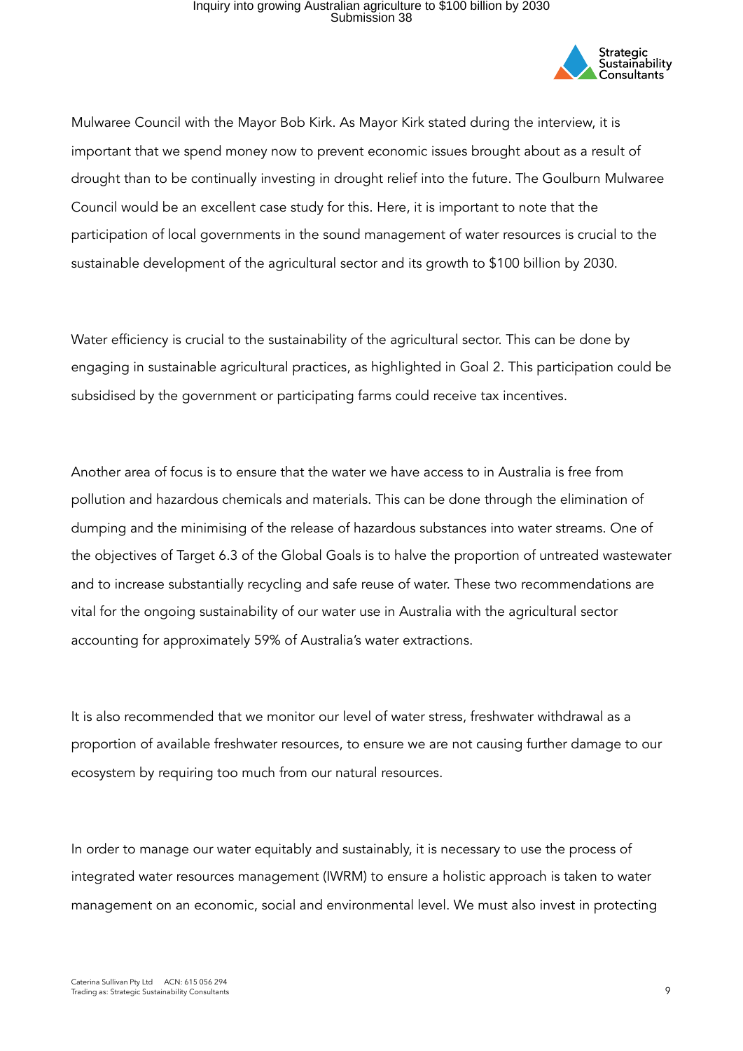Mulwaree Council with the Mayor Bob Kirk. As Mayor Kirk stated during the interview, it is important that we spend money now to prevent economic issues brought about as a result of drought than to be continually investing in drought relief into the future. The Goulburn Mulwaree Council would be an excellent case study for this. Here, it is important to note that the participation of local governments in the sound management of water resources is crucial to the sustainable development of the agricultural sector and its growth to $100 billion by 2030.

Water efficiency is crucial to the sustainability of the agricultural sector. This can be done by engaging in sustainable agricultural practices, as highlighted in Goal 2. This participation could be subsidised by the government or participating farms could receive tax incentives.

Another area of focus is to ensure that the water we have access to in Australia is free from pollution and hazardous chemicals and materials. This can be done through the elimination of dumping and the minimising of the release of hazardous substances into water streams. One of the objectives of Target 6.3 of the Global Goals is to halve the proportion of untreated wastewater and to increase substantially recycling and safe reuse of water. These two recommendations are vital for the ongoing sustainability of our water use in Australia with the agricultural sector accounting for approximately 59% of Australia's water extractions.

It is also recommended that we monitor our level of water stress, freshwater withdrawal as a proportion of available freshwater resources, to ensure we are not causing further damage to our ecosystem by requiring too much from our natural resources.

In order to manage our water equitably and sustainably, it is necessary to use the process of integrated water resources management (IWRM) to ensure a holistic approach is taken to water management on an economic, social and environmental level. We must also invest in protecting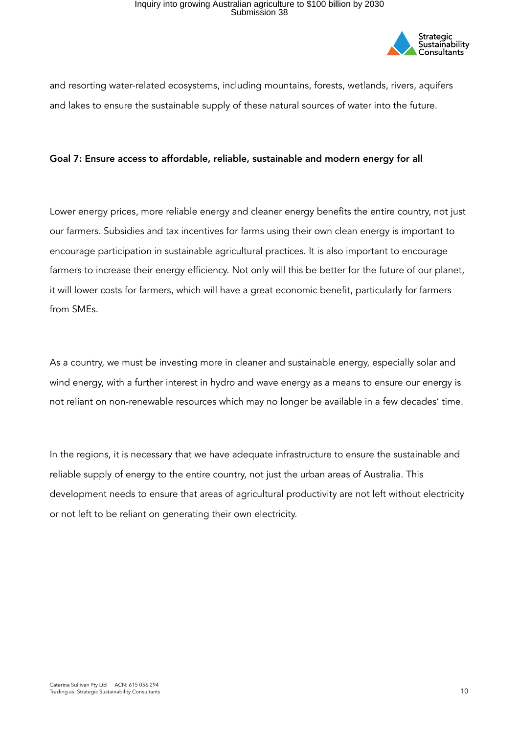and resorting water-related ecosystems, including mountains, forests, wetlands, rivers, aquifers and lakes to ensure the sustainable supply of these natural sources of water into the future.

**Goal 7: Ensure access to affordable, reliable, sustainable and modern energy for all**

Lower energy prices, more reliable energy and cleaner energy benefits the entire country, not just our farmers. Subsidies and tax incentives for farms using their own clean energy is important to encourage participation in sustainable agricultural practices. It is also important to encourage farmers to increase their energy efficiency. Not only will this be better for the future of our planet, it will lower costs for farmers, which will have a great economic benefit, particularly for farmers from SMEs.

As a country, we must be investing more in cleaner and sustainable energy, especially solar and wind energy, with a further interest in hydro and wave energy as a means to ensure our energy is not reliant on non-renewable resources which may no longer be available in a few decades' time.

In the regions, it is necessary that we have adequate infrastructure to ensure the sustainable and reliable supply of energy to the entire country, not just the urban areas of Australia. This development needs to ensure that areas of agricultural productivity are not left without electricity or not left to be reliant on generating their own electricity.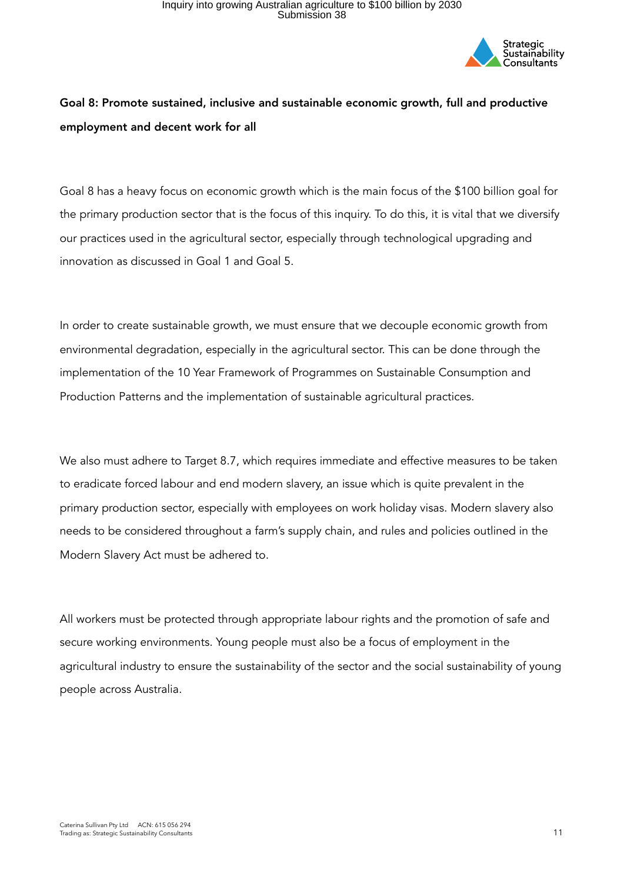**Goal 8: Promote sustained, inclusive and sustainable economic growth, full and productive employment and decent work for all**

Goal 8 has a heavy focus on economic growth which is the main focus of the $100 billion goal for the primary production sector that is the focus of this inquiry. To do this, it is vital that we diversify our practices used in the agricultural sector, especially through technological upgrading and innovation as discussed in Goal 1 and Goal 5.

In order to create sustainable growth, we must ensure that we decouple economic growth from environmental degradation, especially in the agricultural sector. This can be done through the implementation of the 10 Year Framework of Programmes on Sustainable Consumption and Production Patterns and the implementation of sustainable agricultural practices.

We also must adhere to Target 8.7, which requires immediate and effective measures to be taken to eradicate forced labour and end modern slavery, an issue which is quite prevalent in the primary production sector, especially with employees on work holiday visas. Modern slavery also needs to be considered throughout a farm's supply chain, and rules and policies outlined in the Modern Slavery Act must be adhered to.

All workers must be protected through appropriate labour rights and the promotion of safe and secure working environments. Young people must also be a focus of employment in the agricultural industry to ensure the sustainability of the sector and the social sustainability of young people across Australia.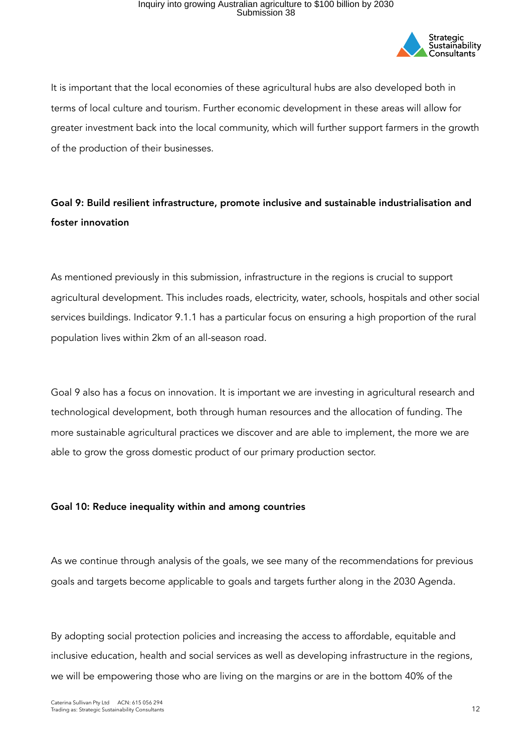It is important that the local economies of these agricultural hubs are also developed both in terms of local culture and tourism. Further economic development in these areas will allow for greater investment back into the local community, which will further support farmers in the growth of the production of their businesses.

**Goal 9: Build resilient infrastructure, promote inclusive and sustainable industrialisation and foster innovation**

As mentioned previously in this submission, infrastructure in the regions is crucial to support agricultural development. This includes roads, electricity, water, schools, hospitals and other social services buildings. Indicator 9.1.1 has a particular focus on ensuring a high proportion of the rural population lives within 2km of an all-season road.

Goal 9 also has a focus on innovation. It is important we are investing in agricultural research and technological development, both through human resources and the allocation of funding. The more sustainable agricultural practices we discover and are able to implement, the more we are able to grow the gross domestic product of our primary production sector.

**Goal 10: Reduce inequality within and among countries**

As we continue through analysis of the goals, we see many of the recommendations for previous goals and targets become applicable to goals and targets further along in the 2030 Agenda.

By adopting social protection policies and increasing the access to affordable, equitable and inclusive education, health and social services as well as developing infrastructure in the regions, we will be empowering those who are living on the margins or are in the bottom 40% of the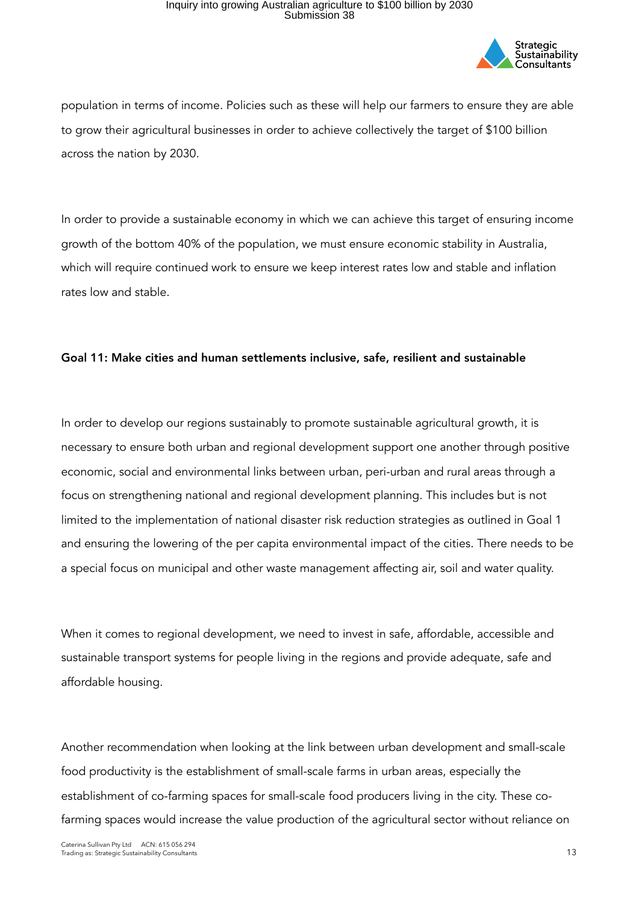population in terms of income. Policies such as these will help our farmers to ensure they are able to grow their agricultural businesses in order to achieve collectively the target of $100 billion across the nation by 2030.

In order to provide a sustainable economy in which we can achieve this target of ensuring income growth of the bottom 40% of the population, we must ensure economic stability in Australia, which will require continued work to ensure we keep interest rates low and stable and inflation rates low and stable.

**Goal 11: Make cities and human settlements inclusive, safe, resilient and sustainable**

In order to develop our regions sustainably to promote sustainable agricultural growth, it is necessary to ensure both urban and regional development support one another through positive economic, social and environmental links between urban, peri-urban and rural areas through a focus on strengthening national and regional development planning. This includes but is not limited to the implementation of national disaster risk reduction strategies as outlined in Goal 1 and ensuring the lowering of the per capita environmental impact of the cities. There needs to be a special focus on municipal and other waste management affecting air, soil and water quality.

When it comes to regional development, we need to invest in safe, affordable, accessible and sustainable transport systems for people living in the regions and provide adequate, safe and affordable housing.

Another recommendation when looking at the link between urban development and small-scale food productivity is the establishment of small-scale farms in urban areas, especially the establishment of co-farming spaces for small-scale food producers living in the city. These co-farming spaces would increase the value production of the agricultural sector without reliance on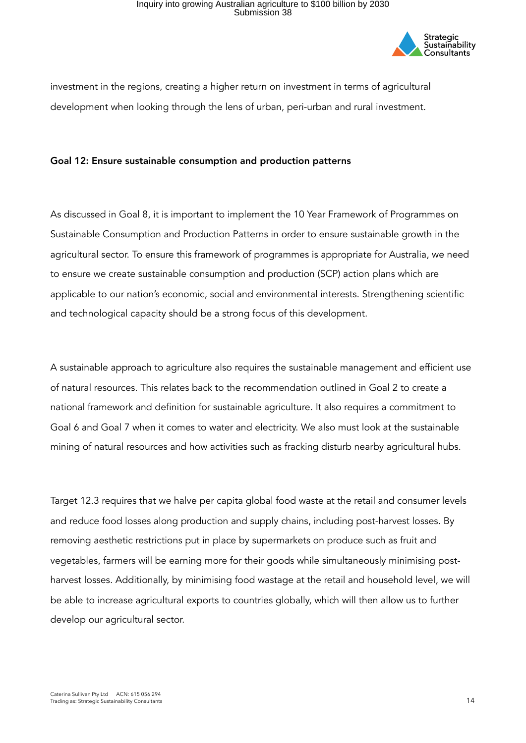investment in the regions, creating a higher return on investment in terms of agricultural development when looking through the lens of urban, peri-urban and rural investment.

**Goal 12: Ensure sustainable consumption and production patterns**

As discussed in Goal 8, it is important to implement the 10 Year Framework of Programmes on Sustainable Consumption and Production Patterns in order to ensure sustainable growth in the agricultural sector. To ensure this framework of programmes is appropriate for Australia, we need to ensure we create sustainable consumption and production (SCP) action plans which are applicable to our nation's economic, social and environmental interests. Strengthening scientific and technological capacity should be a strong focus of this development.

A sustainable approach to agriculture also requires the sustainable management and efficient use of natural resources. This relates back to the recommendation outlined in Goal 2 to create a national framework and definition for sustainable agriculture. It also requires a commitment to Goal 6 and Goal 7 when it comes to water and electricity. We also must look at the sustainable mining of natural resources and how activities such as fracking disturb nearby agricultural hubs.

Target 12.3 requires that we halve per capita global food waste at the retail and consumer levels and reduce food losses along production and supply chains, including post-harvest losses. By removing aesthetic restrictions put in place by supermarkets on produce such as fruit and vegetables, farmers will be earning more for their goods while simultaneously minimising post-harvest losses. Additionally, by minimising food wastage at the retail and household level, we will be able to increase agricultural exports to countries globally, which will then allow us to further develop our agricultural sector.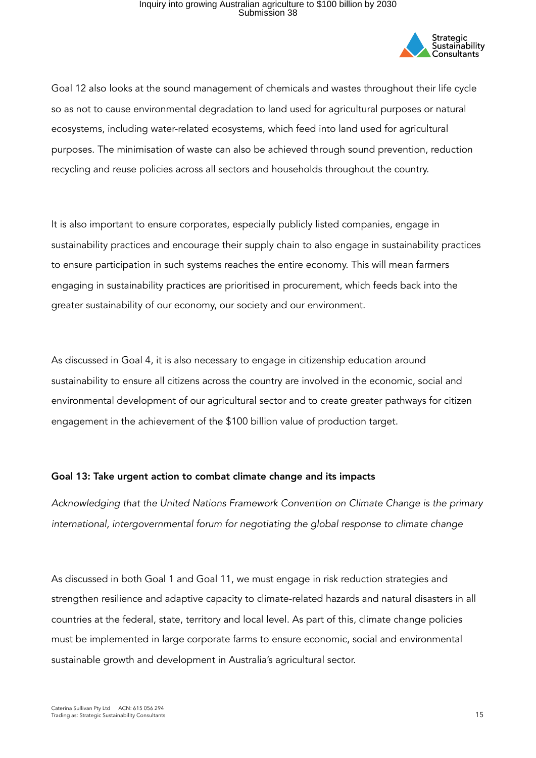Goal 12 also looks at the sound management of chemicals and wastes throughout their life cycle so as not to cause environmental degradation to land used for agricultural purposes or natural ecosystems, including water-related ecosystems, which feed into land used for agricultural purposes. The minimisation of waste can also be achieved through sound prevention, reduction recycling and reuse policies across all sectors and households throughout the country.

It is also important to ensure corporates, especially publicly listed companies, engage in sustainability practices and encourage their supply chain to also engage in sustainability practices to ensure participation in such systems reaches the entire economy. This will mean farmers engaging in sustainability practices are prioritised in procurement, which feeds back into the greater sustainability of our economy, our society and our environment.

As discussed in Goal 4, it is also necessary to engage in citizenship education around sustainability to ensure all citizens across the country are involved in the economic, social and environmental development of our agricultural sector and to create greater pathways for citizen engagement in the achievement of the $100 billion value of production target.

**Goal 13: Take urgent action to combat climate change and its impacts**

*Acknowledging that the United Nations Framework Convention on Climate Change is the primary international, intergovernmental forum for negotiating the global response to climate change*

As discussed in both Goal 1 and Goal 11, we must engage in risk reduction strategies and strengthen resilience and adaptive capacity to climate-related hazards and natural disasters in all countries at the federal, state, territory and local level. As part of this, climate change policies must be implemented in large corporate farms to ensure economic, social and environmental sustainable growth and development in Australia's agricultural sector.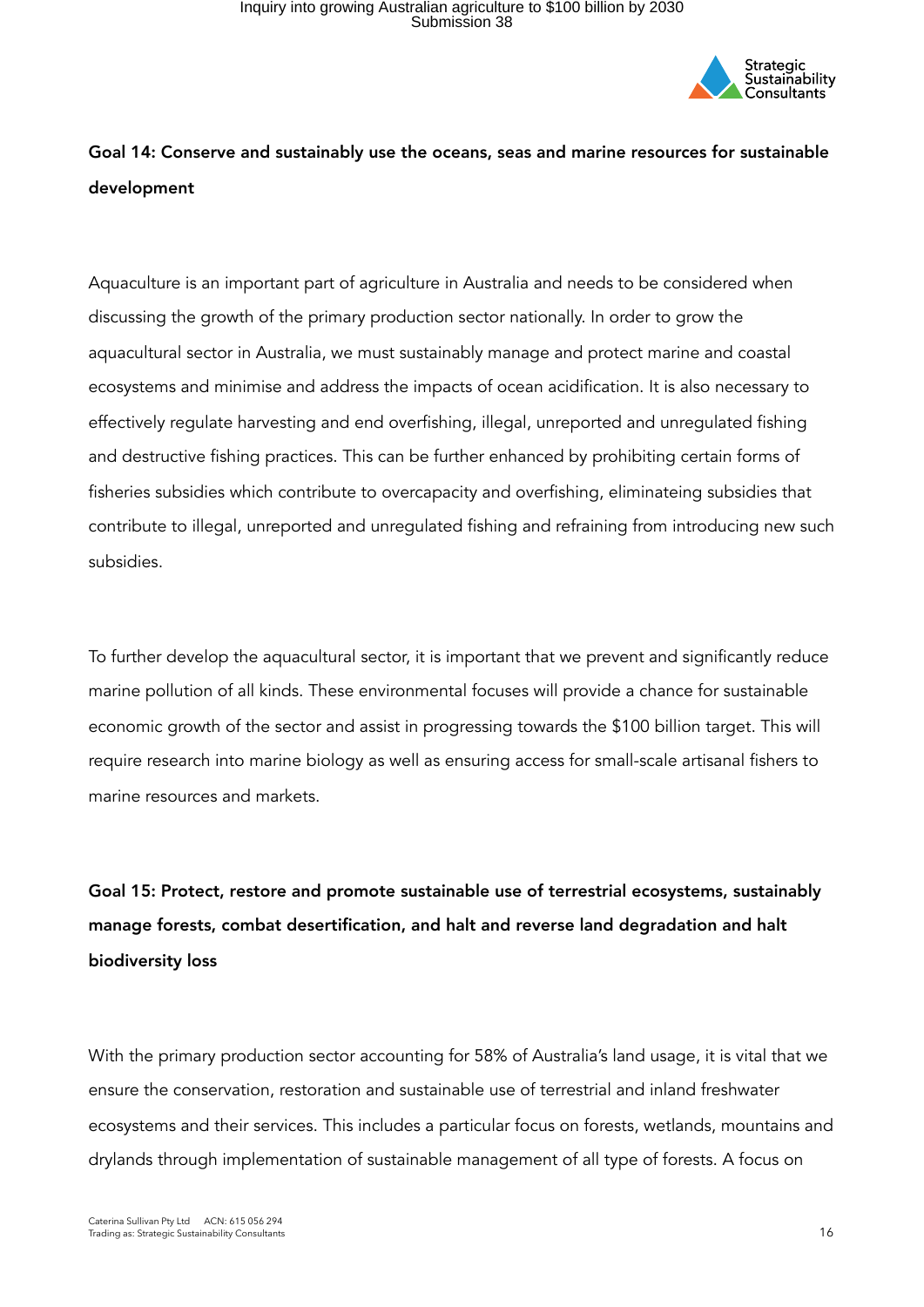**Goal 14: Conserve and sustainably use the oceans, seas and marine resources for sustainable development**

Aquaculture is an important part of agriculture in Australia and needs to be considered when discussing the growth of the primary production sector nationally. In order to grow the aquacultural sector in Australia, we must sustainably manage and protect marine and coastal ecosystems and minimise and address the impacts of ocean acidification. It is also necessary to effectively regulate harvesting and end overfishing, illegal, unreported and unregulated fishing and destructive fishing practices. This can be further enhanced by prohibiting certain forms of fisheries subsidies which contribute to overcapacity and overfishing, eliminateing subsidies that contribute to illegal, unreported and unregulated fishing and refraining from introducing new such subsidies.

To further develop the aquacultural sector, it is important that we prevent and significantly reduce marine pollution of all kinds. These environmental focuses will provide a chance for sustainable economic growth of the sector and assist in progressing towards the $100 billion target. This will require research into marine biology as well as ensuring access for small-scale artisanal fishers to marine resources and markets.

**Goal 15: Protect, restore and promote sustainable use of terrestrial ecosystems, sustainably manage forests, combat desertification, and halt and reverse land degradation and halt biodiversity loss**

With the primary production sector accounting for 58% of Australia's land usage, it is vital that we ensure the conservation, restoration and sustainable use of terrestrial and inland freshwater ecosystems and their services. This includes a particular focus on forests, wetlands, mountains and drylands through implementation of sustainable management of all type of forests. A focus on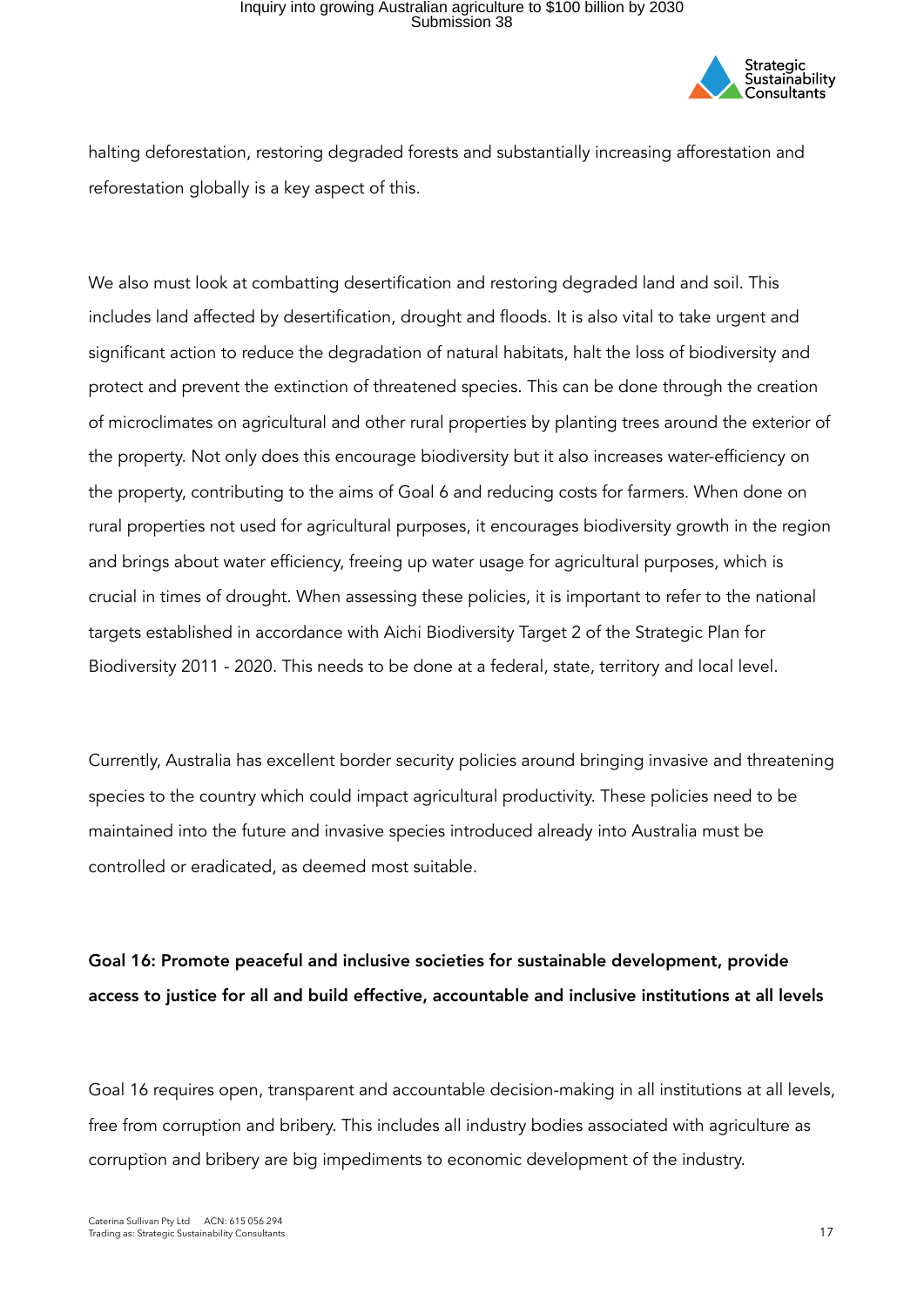halting deforestation, restoring degraded forests and substantially increasing afforestation and reforestation globally is a key aspect of this.

We also must look at combatting desertification and restoring degraded land and soil. This includes land affected by desertification, drought and floods. It is also vital to take urgent and significant action to reduce the degradation of natural habitats, halt the loss of biodiversity and protect and prevent the extinction of threatened species. This can be done through the creation of microclimates on agricultural and other rural properties by planting trees around the exterior of the property. Not only does this encourage biodiversity but it also increases water-efficiency on the property, contributing to the aims of Goal 6 and reducing costs for farmers. When done on rural properties not used for agricultural purposes, it encourages biodiversity growth in the region and brings about water efficiency, freeing up water usage for agricultural purposes, which is crucial in times of drought. When assessing these policies, it is important to refer to the national targets established in accordance with Aichi Biodiversity Target 2 of the Strategic Plan for Biodiversity 2011 - 2020. This needs to be done at a federal, state, territory and local level.

Currently, Australia has excellent border security policies around bringing invasive and threatening species to the country which could impact agricultural productivity. These policies need to be maintained into the future and invasive species introduced already into Australia must be controlled or eradicated, as deemed most suitable.

**Goal 16: Promote peaceful and inclusive societies for sustainable development, provide access to justice for all and build effective, accountable and inclusive institutions at all levels**

Goal 16 requires open, transparent and accountable decision-making in all institutions at all levels, free from corruption and bribery. This includes all industry bodies associated with agriculture as corruption and bribery are big impediments to economic development of the industry.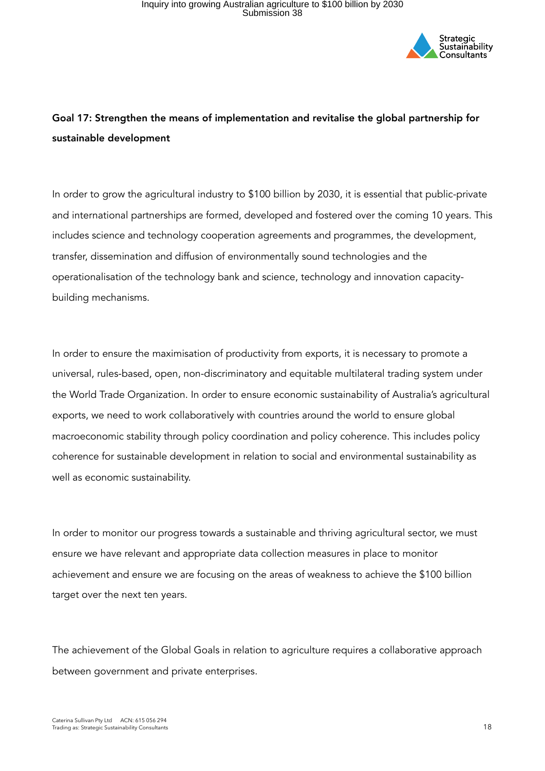**Goal 17: Strengthen the means of implementation and revitalise the global partnership for sustainable development**

In order to grow the agricultural industry to $100 billion by 2030, it is essential that public-private and international partnerships are formed, developed and fostered over the coming 10 years. This includes science and technology cooperation agreements and programmes, the development, transfer, dissemination and diffusion of environmentally sound technologies and the operationalisation of the technology bank and science, technology and innovation capacity-building mechanisms.

In order to ensure the maximisation of productivity from exports, it is necessary to promote a universal, rules-based, open, non-discriminatory and equitable multilateral trading system under the World Trade Organization. In order to ensure economic sustainability of Australia's agricultural exports, we need to work collaboratively with countries around the world to ensure global macroeconomic stability through policy coordination and policy coherence. This includes policy coherence for sustainable development in relation to social and environmental sustainability as well as economic sustainability.

In order to monitor our progress towards a sustainable and thriving agricultural sector, we must ensure we have relevant and appropriate data collection measures in place to monitor achievement and ensure we are focusing on the areas of weakness to achieve the $100 billion target over the next ten years.

The achievement of the Global Goals in relation to agriculture requires a collaborative approach between government and private enterprises.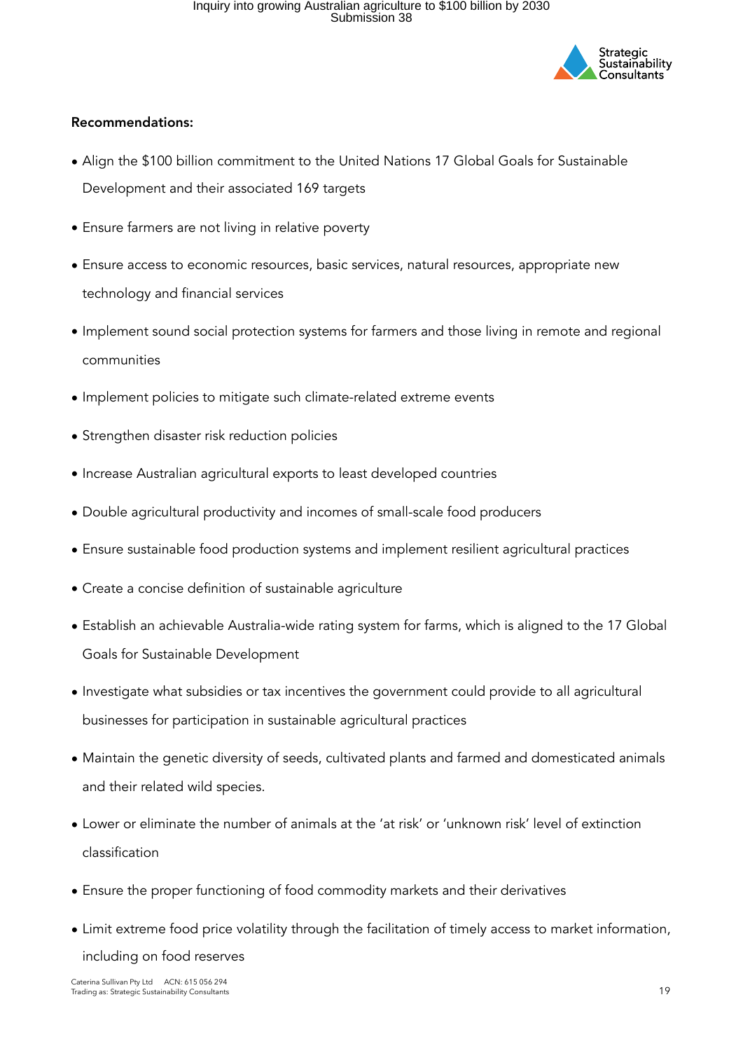**Recommendations:**

- Align the $100 billion commitment to the United Nations 17 Global Goals for Sustainable Development and their associated 169 targets
- Ensure farmers are not living in relative poverty
- Ensure access to economic resources, basic services, natural resources, appropriate new technology and financial services
- Implement sound social protection systems for farmers and those living in remote and regional communities
- Implement policies to mitigate such climate-related extreme events
- Strengthen disaster risk reduction policies
- Increase Australian agricultural exports to least developed countries
- Double agricultural productivity and incomes of small-scale food producers
- Ensure sustainable food production systems and implement resilient agricultural practices
- Create a concise definition of sustainable agriculture
- Establish an achievable Australia-wide rating system for farms, which is aligned to the 17 Global Goals for Sustainable Development
- Investigate what subsidies or tax incentives the government could provide to all agricultural businesses for participation in sustainable agricultural practices
- Maintain the genetic diversity of seeds, cultivated plants and farmed and domesticated animals and their related wild species.
- Lower or eliminate the number of animals at the 'at risk' or 'unknown risk' level of extinction classification
- Ensure the proper functioning of food commodity markets and their derivatives
- Limit extreme food price volatility through the facilitation of timely access to market information, including on food reserves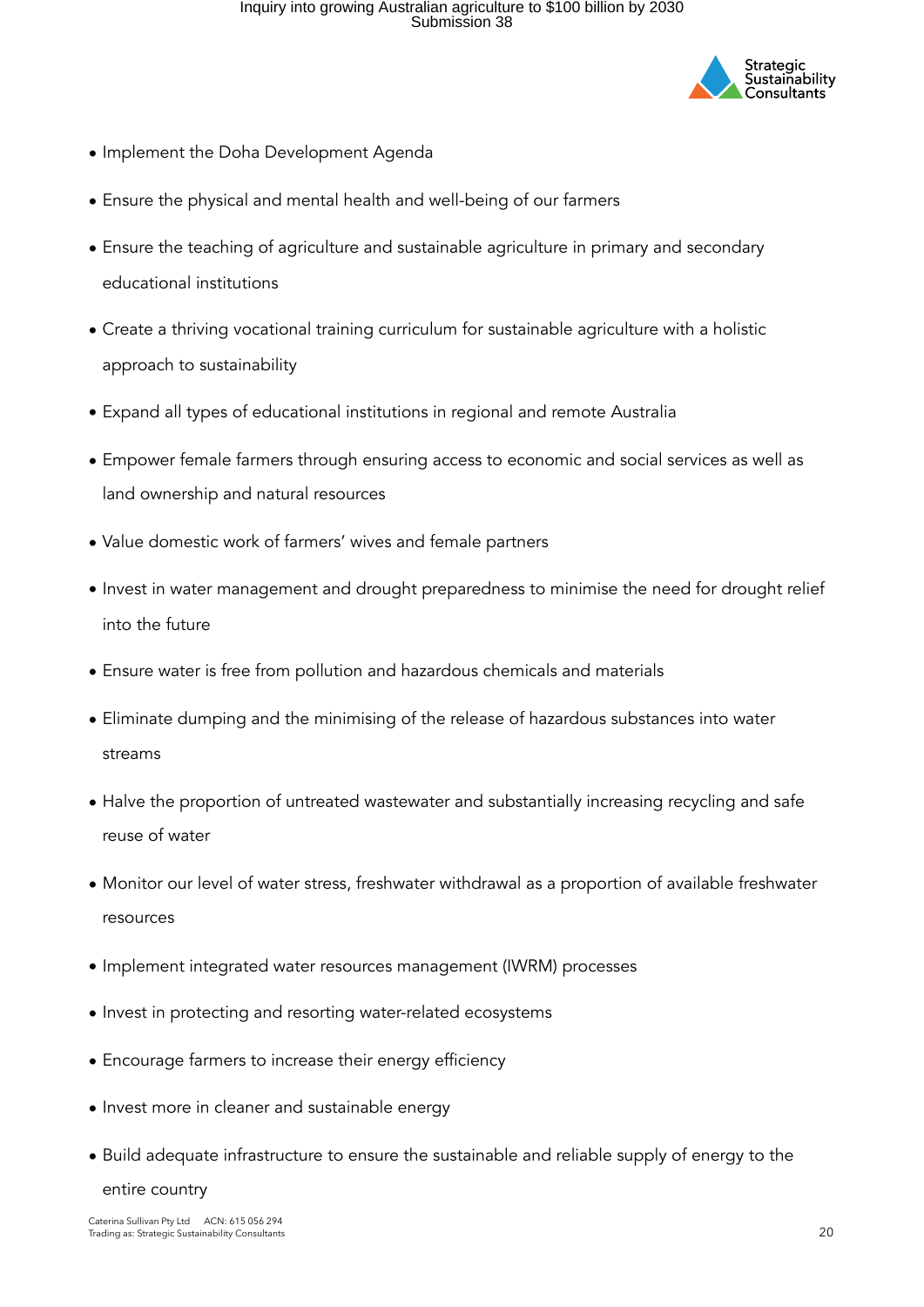- Implement the Doha Development Agenda
- Ensure the physical and mental health and well-being of our farmers
- Ensure the teaching of agriculture and sustainable agriculture in primary and secondary educational institutions
- Create a thriving vocational training curriculum for sustainable agriculture with a holistic approach to sustainability
- Expand all types of educational institutions in regional and remote Australia
- Empower female farmers through ensuring access to economic and social services as well as land ownership and natural resources
- Value domestic work of farmers' wives and female partners
- Invest in water management and drought preparedness to minimise the need for drought relief into the future
- Ensure water is free from pollution and hazardous chemicals and materials
- Eliminate dumping and the minimising of the release of hazardous substances into water streams
- Halve the proportion of untreated wastewater and substantially increasing recycling and safe reuse of water
- Monitor our level of water stress, freshwater withdrawal as a proportion of available freshwater resources
- Implement integrated water resources management (IWRM) processes
- Invest in protecting and resorting water-related ecosystems
- Encourage farmers to increase their energy efficiency
- Invest more in cleaner and sustainable energy
- Build adequate infrastructure to ensure the sustainable and reliable supply of energy to the entire country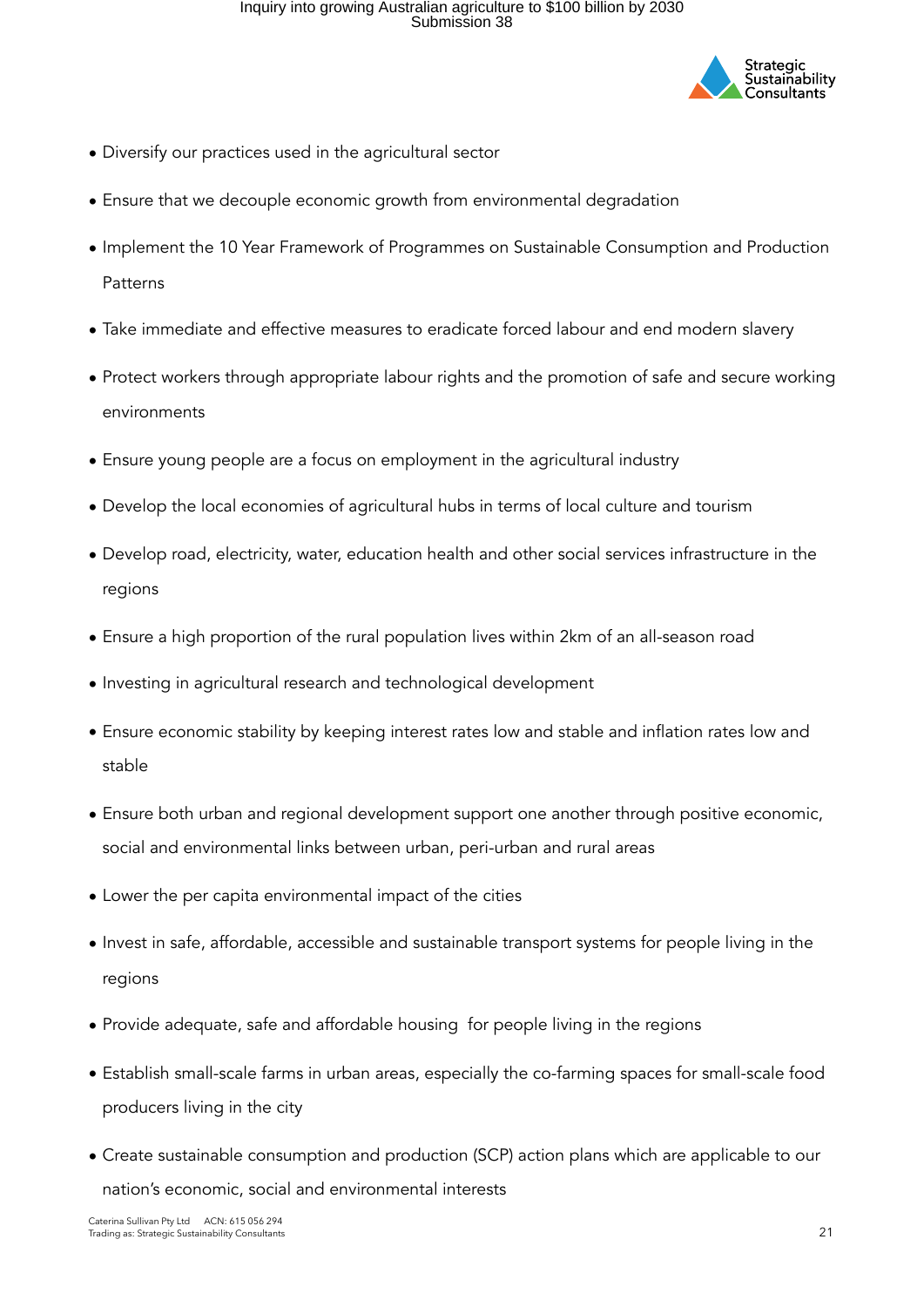- Diversify our practices used in the agricultural sector
- Ensure that we decouple economic growth from environmental degradation
- Implement the 10 Year Framework of Programmes on Sustainable Consumption and Production Patterns
- Take immediate and effective measures to eradicate forced labour and end modern slavery
- Protect workers through appropriate labour rights and the promotion of safe and secure working environments
- Ensure young people are a focus on employment in the agricultural industry
- Develop the local economies of agricultural hubs in terms of local culture and tourism
- Develop road, electricity, water, education health and other social services infrastructure in the regions
- Ensure a high proportion of the rural population lives within 2km of an all-season road
- Investing in agricultural research and technological development
- Ensure economic stability by keeping interest rates low and stable and inflation rates low and stable
- Ensure both urban and regional development support one another through positive economic, social and environmental links between urban, peri-urban and rural areas
- Lower the per capita environmental impact of the cities
- Invest in safe, affordable, accessible and sustainable transport systems for people living in the regions
- Provide adequate, safe and affordable housing for people living in the regions
- Establish small-scale farms in urban areas, especially the co-farming spaces for small-scale food producers living in the city
- Create sustainable consumption and production (SCP) action plans which are applicable to our nation's economic, social and environmental interests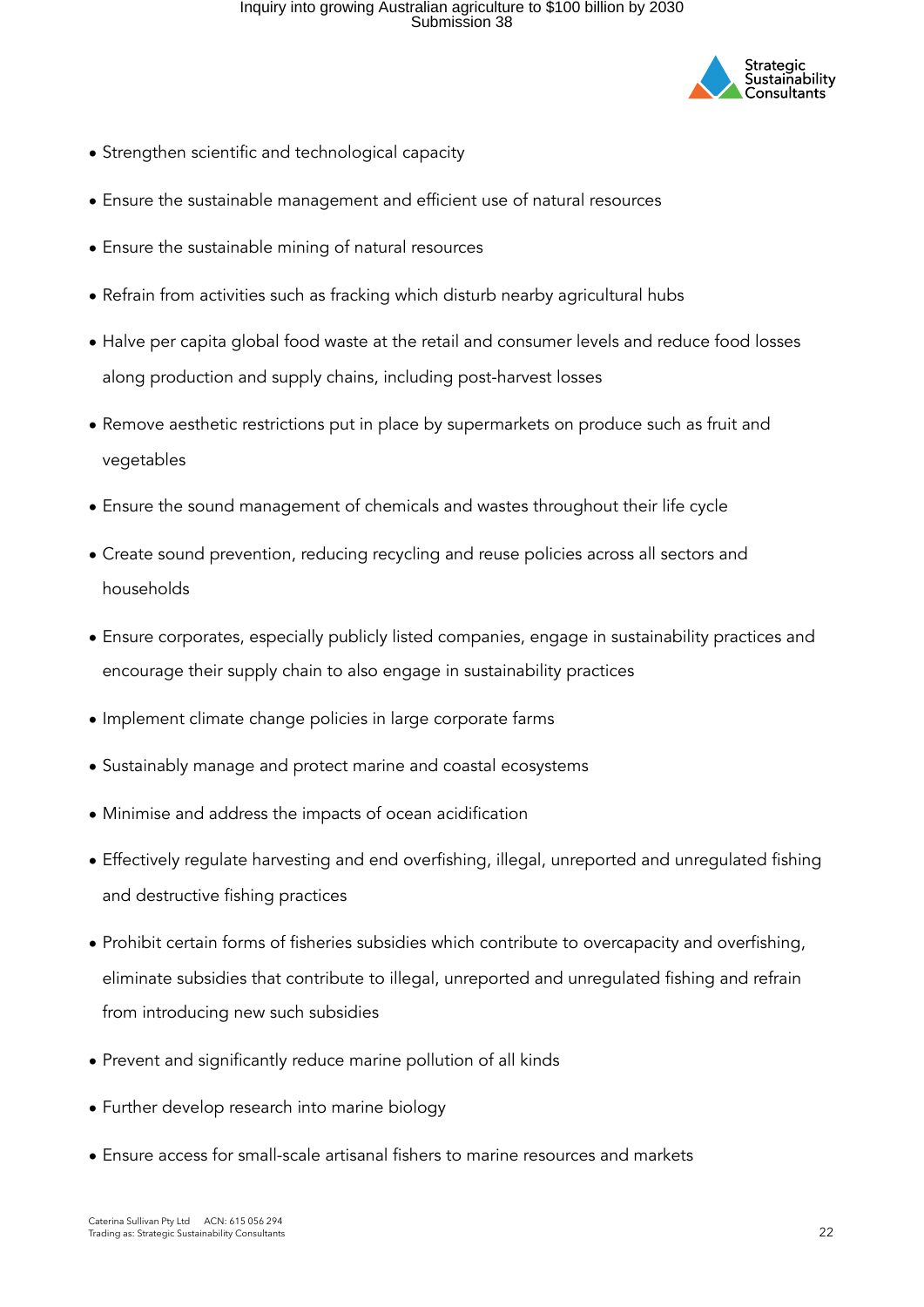- Strengthen scientific and technological capacity
- Ensure the sustainable management and efficient use of natural resources
- Ensure the sustainable mining of natural resources
- Refrain from activities such as fracking which disturb nearby agricultural hubs
- Halve per capita global food waste at the retail and consumer levels and reduce food losses along production and supply chains, including post-harvest losses
- Remove aesthetic restrictions put in place by supermarkets on produce such as fruit and vegetables
- Ensure the sound management of chemicals and wastes throughout their life cycle
- Create sound prevention, reducing recycling and reuse policies across all sectors and households
- Ensure corporates, especially publicly listed companies, engage in sustainability practices and encourage their supply chain to also engage in sustainability practices
- Implement climate change policies in large corporate farms
- Sustainably manage and protect marine and coastal ecosystems
- Minimise and address the impacts of ocean acidification
- Effectively regulate harvesting and end overfishing, illegal, unreported and unregulated fishing and destructive fishing practices
- Prohibit certain forms of fisheries subsidies which contribute to overcapacity and overfishing, eliminate subsidies that contribute to illegal, unreported and unregulated fishing and refrain from introducing new such subsidies
- Prevent and significantly reduce marine pollution of all kinds
- Further develop research into marine biology
- Ensure access for small-scale artisanal fishers to marine resources and markets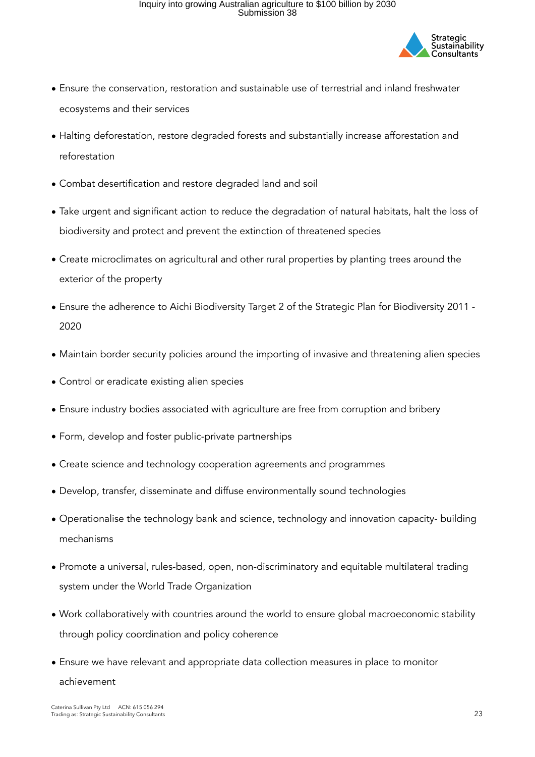- Ensure the conservation, restoration and sustainable use of terrestrial and inland freshwater ecosystems and their services
- Halting deforestation, restore degraded forests and substantially increase afforestation and reforestation
- Combat desertification and restore degraded land and soil
- Take urgent and significant action to reduce the degradation of natural habitats, halt the loss of biodiversity and protect and prevent the extinction of threatened species
- Create microclimates on agricultural and other rural properties by planting trees around the exterior of the property
- Ensure the adherence to Aichi Biodiversity Target 2 of the Strategic Plan for Biodiversity 2011 - 2020
- Maintain border security policies around the importing of invasive and threatening alien species
- Control or eradicate existing alien species
- Ensure industry bodies associated with agriculture are free from corruption and bribery
- Form, develop and foster public-private partnerships
- Create science and technology cooperation agreements and programmes
- Develop, transfer, disseminate and diffuse environmentally sound technologies
- Operationalise the technology bank and science, technology and innovation capacity- building mechanisms
- Promote a universal, rules-based, open, non-discriminatory and equitable multilateral trading system under the World Trade Organization
- Work collaboratively with countries around the world to ensure global macroeconomic stability through policy coordination and policy coherence
- Ensure we have relevant and appropriate data collection measures in place to monitor achievement